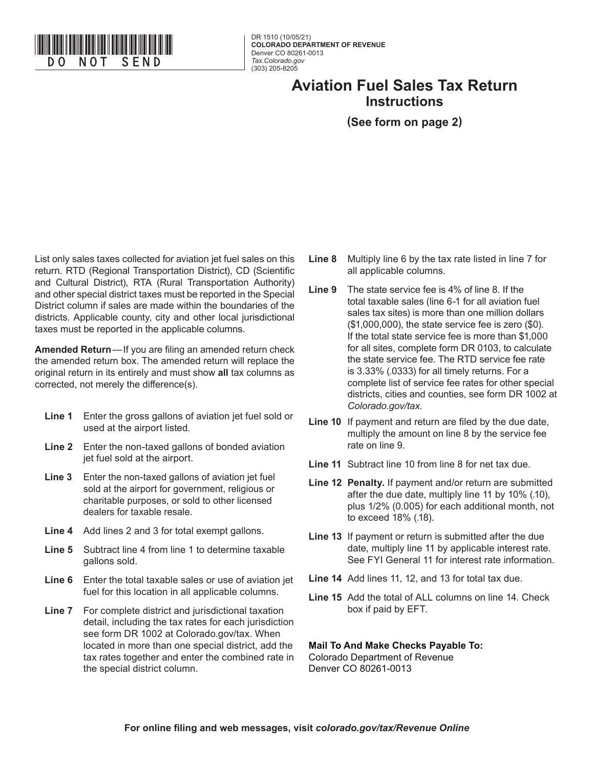DO NOT SEND

DR 1510 (10/05/21)
**COLORADO DEPARTMENT OF REVENUE**
Denver CO 80261-0013
*Tax.Colorado.gov*
(303) 205-8205

# Aviation Fuel Sales Tax Return
## Instructions

**(See form on page 2)**

List only sales taxes collected for aviation jet fuel sales on this return. RTD (Regional Transportation District), CD (Scientific and Cultural District), RTA (Rural Transportation Authority) and other special district taxes must be reported in the Special District column if sales are made within the boundaries of the districts. Applicable county, city and other local jurisdictional taxes must be reported in the applicable columns.

**Amended Return**—If you are filing an amended return check the amended return box. The amended return will replace the original return in its entirely and must show **all** tax columns as corrected, not merely the difference(s).

**Line 1** Enter the gross gallons of aviation jet fuel sold or used at the airport listed.

**Line 2** Enter the non-taxed gallons of bonded aviation jet fuel sold at the airport.

**Line 3** Enter the non-taxed gallons of aviation jet fuel sold at the airport for government, religious or charitable purposes, or sold to other licensed dealers for taxable resale.

**Line 4** Add lines 2 and 3 for total exempt gallons.

**Line 5** Subtract line 4 from line 1 to determine taxable gallons sold.

**Line 6** Enter the total taxable sales or use of aviation jet fuel for this location in all applicable columns.

**Line 7** For complete district and jurisdictional taxation detail, including the tax rates for each jurisdiction see form DR 1002 at Colorado.gov/tax. When located in more than one special district, add the tax rates together and enter the combined rate in the special district column.

**Line 8** Multiply line 6 by the tax rate listed in line 7 for all applicable columns.

**Line 9** The state service fee is 4% of line 8. If the total taxable sales (line 6-1 for all aviation fuel sales tax sites) is more than one million dollars ($1,000,000), the state service fee is zero ($0). If the total state service fee is more than $1,000 for all sites, complete form DR 0103, to calculate the state service fee. The RTD service fee rate is 3.33% (.0333) for all timely returns. For a complete list of service fee rates for other special districts, cities and counties, see form DR 1002 at *Colorado.gov/tax.*

**Line 10** If payment and return are filed by the due date, multiply the amount on line 8 by the service fee rate on line 9.

**Line 11** Subtract line 10 from line 8 for net tax due.

**Line 12** **Penalty.** If payment and/or return are submitted after the due date, multiply line 11 by 10% (.10), plus 1/2% (0.005) for each additional month, not to exceed 18% (.18).

**Line 13** If payment or return is submitted after the due date, multiply line 11 by applicable interest rate. See FYI General 11 for interest rate information.

**Line 14** Add lines 11, 12, and 13 for total tax due.

**Line 15** Add the total of ALL columns on line 14. Check box if paid by EFT.

**Mail To And Make Checks Payable To:**
Colorado Department of Revenue
Denver CO 80261-0013

**For online filing and web messages, visit *colorado.gov/tax/Revenue Online***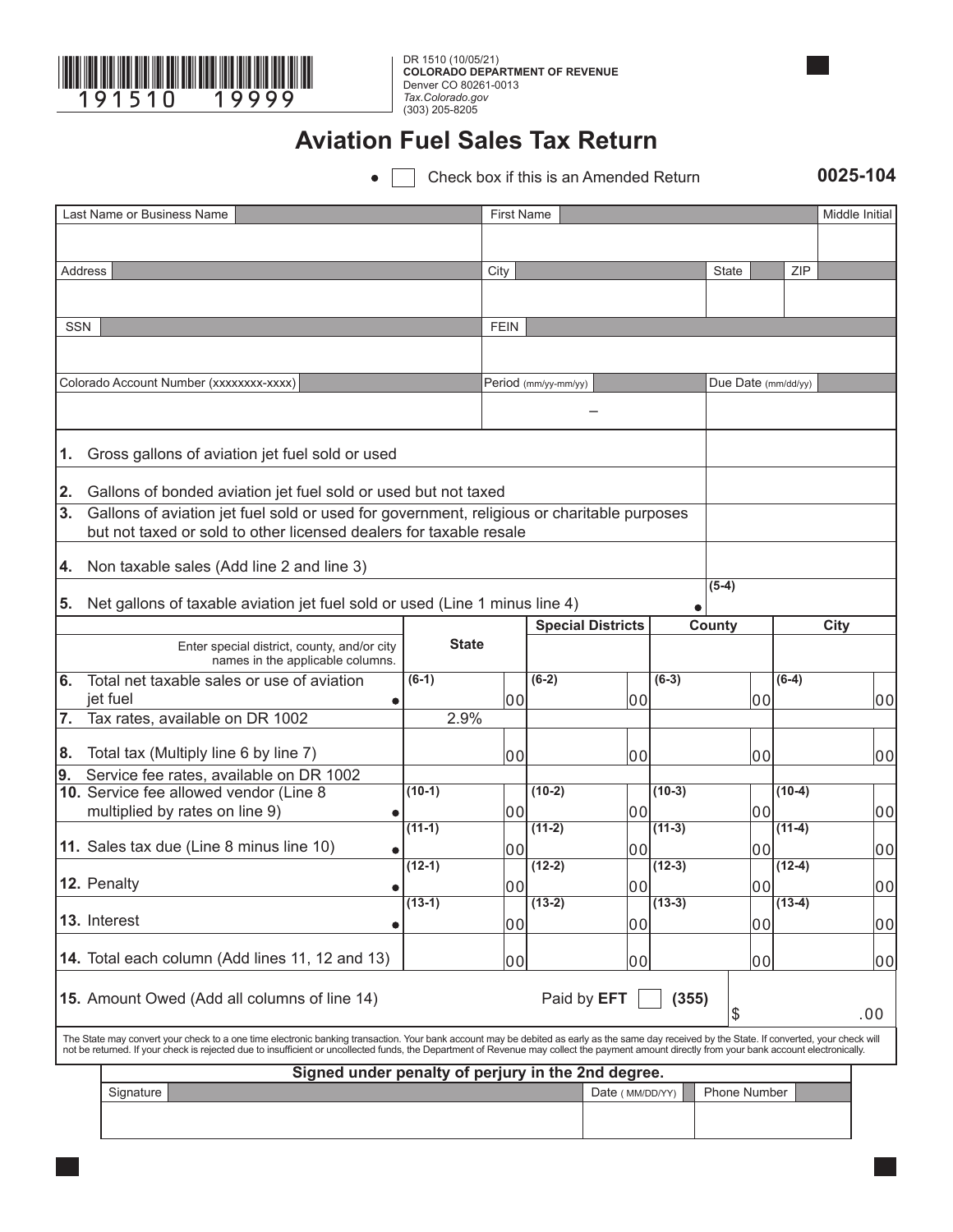191510 19999

DR 1510 (10/05/21)
**COLORADO DEPARTMENT OF REVENUE**
Denver CO 80261-0013
*Tax.Colorado.gov*
(303) 205-8205

# Aviation Fuel Sales Tax Return

● ☐ Check box if this is an Amended Return

**0025-104**

| Last Name or Business Name | First Name | | | Middle Initial |
|---|---|---|---|---|
| | | | | |
| Address | City | State | ZIP | |
| | | | | |
| SSN | FEIN | | | |
| | | | | |
| Colorado Account Number (xxxxxxxx-xxxx) | Period (mm/yy-mm/yy) | Due Date (mm/dd/yy) | | |
| | – | | | |

| | |
|---|---|
| **1.** Gross gallons of aviation jet fuel sold or used | |
| **2.** Gallons of bonded aviation jet fuel sold or used but not taxed | |
| **3.** Gallons of aviation jet fuel sold or used for government, religious or charitable purposes but not taxed or sold to other licensed dealers for taxable resale | |
| **4.** Non taxable sales (Add line 2 and line 3) | |
| **5.** Net gallons of taxable aviation jet fuel sold or used (Line 1 minus line 4) ● | (5-4) |

| | State | Special Districts | County | City |
|---|---|---|---|---|
| Enter special district, county, and/or city names in the applicable columns. | | | | |
| **6.** Total net taxable sales or use of aviation jet fuel ● | (6-1) 00 | (6-2) 00 | (6-3) 00 | (6-4) 00 |
| **7.** Tax rates, available on DR 1002 | 2.9% | | | |
| **8.** Total tax (Multiply line 6 by line 7) | 00 | 00 | 00 | 00 |
| **9.** Service fee rates, available on DR 1002 | | | | |
| **10.** Service fee allowed vendor (Line 8 multiplied by rates on line 9) ● | (10-1) 00 | (10-2) 00 | (10-3) 00 | (10-4) 00 |
| **11.** Sales tax due (Line 8 minus line 10) ● | (11-1) 00 | (11-2) 00 | (11-3) 00 | (11-4) 00 |
| **12.** Penalty ● | (12-1) 00 | (12-2) 00 | (12-3) 00 | (12-4) 00 |
| **13.** Interest ● | (13-1) 00 | (13-2) 00 | (13-3) 00 | (13-4) 00 |
| **14.** Total each column (Add lines 11, 12 and 13) | 00 | 00 | 00 | 00 |

**15.** Amount Owed (Add all columns of line 14) Paid by **EFT** ☐ **(355)** $ .00

The State may convert your check to a one time electronic banking transaction. Your bank account may be debited as early as the same day received by the State. If converted, your check will not be returned. If your check is rejected due to insufficient or uncollected funds, the Department of Revenue may collect the payment amount directly from your bank account electronically.

**Signed under penalty of perjury in the 2nd degree.**

| Signature | Date (MM/DD/YY) | Phone Number |
|---|---|---|
| | | |